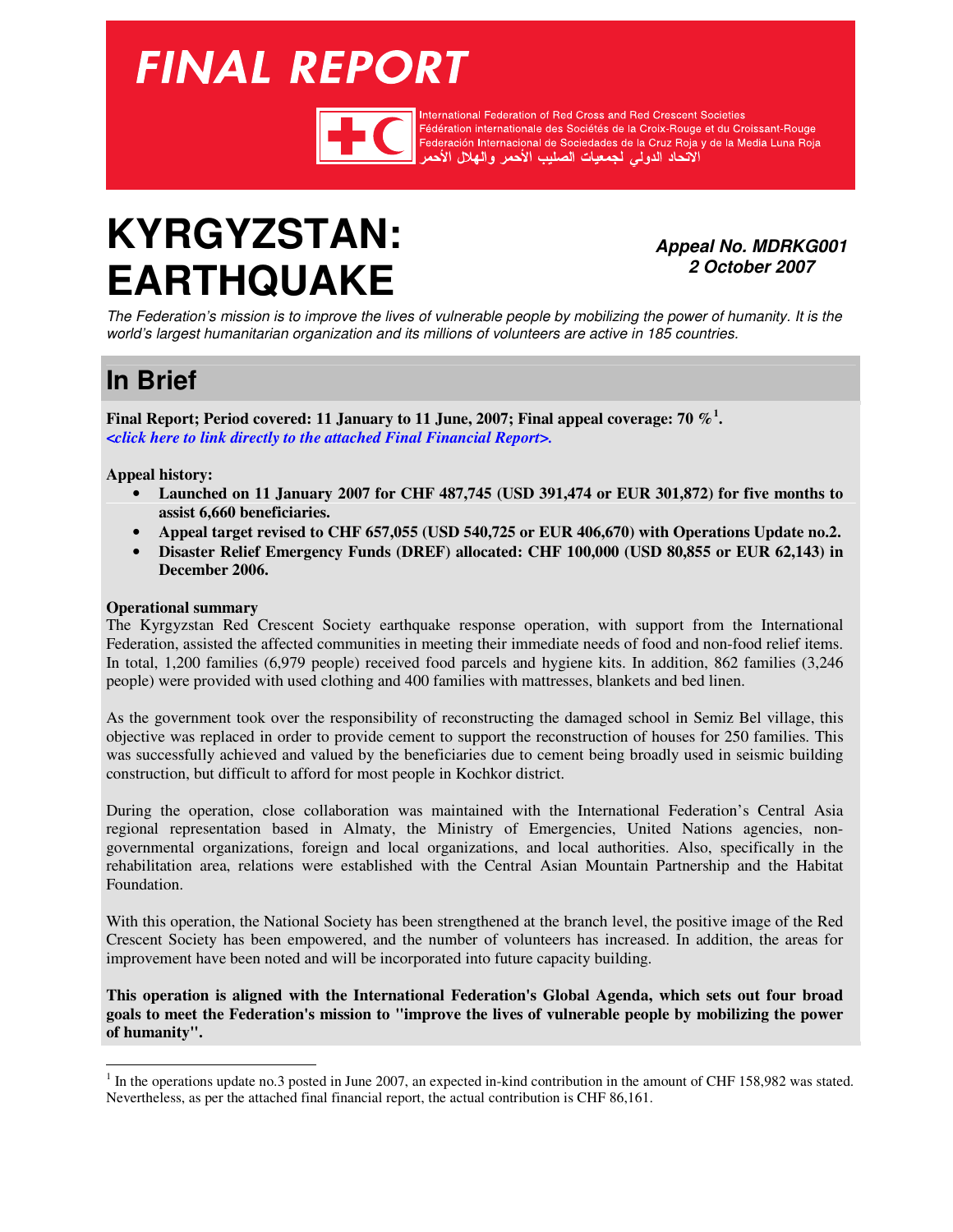# FINAL REPORT

International Federation of Red Cross and Red Crescent Societies
Fédération internationale des Sociétés de la Croix-Rouge et du Croissant-Rouge
Federación Internacional de Sociedades de la Cruz Roja y de la Media Luna Roja
الاتحاد الدولي لجمعيات الصليب الأحمر والهلال الأحمر

# KYRGYZSTAN: EARTHQUAKE

***Appeal No. MDRKG001***
***2 October 2007***

*The Federation's mission is to improve the lives of vulnerable people by mobilizing the power of humanity. It is the world's largest humanitarian organization and its millions of volunteers are active in 185 countries.*

## In Brief

**Final Report; Period covered: 11 January to 11 June, 2007; Final appeal coverage: 70 %[1].**
*<click here to link directly to the attached Final Financial Report>.*

**Appeal history:**

- **Launched on 11 January 2007 for CHF 487,745 (USD 391,474 or EUR 301,872) for five months to assist 6,660 beneficiaries.**
- **Appeal target revised to CHF 657,055 (USD 540,725 or EUR 406,670) with Operations Update no.2.**
- **Disaster Relief Emergency Funds (DREF) allocated: CHF 100,000 (USD 80,855 or EUR 62,143) in December 2006.**

**Operational summary**

The Kyrgyzstan Red Crescent Society earthquake response operation, with support from the International Federation, assisted the affected communities in meeting their immediate needs of food and non-food relief items. In total, 1,200 families (6,979 people) received food parcels and hygiene kits. In addition, 862 families (3,246 people) were provided with used clothing and 400 families with mattresses, blankets and bed linen.

As the government took over the responsibility of reconstructing the damaged school in Semiz Bel village, this objective was replaced in order to provide cement to support the reconstruction of houses for 250 families. This was successfully achieved and valued by the beneficiaries due to cement being broadly used in seismic building construction, but difficult to afford for most people in Kochkor district.

During the operation, close collaboration was maintained with the International Federation's Central Asia regional representation based in Almaty, the Ministry of Emergencies, United Nations agencies, non-governmental organizations, foreign and local organizations, and local authorities. Also, specifically in the rehabilitation area, relations were established with the Central Asian Mountain Partnership and the Habitat Foundation.

With this operation, the National Society has been strengthened at the branch level, the positive image of the Red Crescent Society has been empowered, and the number of volunteers has increased. In addition, the areas for improvement have been noted and will be incorporated into future capacity building.

**This operation is aligned with the International Federation's Global Agenda, which sets out four broad goals to meet the Federation's mission to "improve the lives of vulnerable people by mobilizing the power of humanity".**

---

[1] In the operations update no.3 posted in June 2007, an expected in-kind contribution in the amount of CHF 158,982 was stated. Nevertheless, as per the attached final financial report, the actual contribution is CHF 86,161.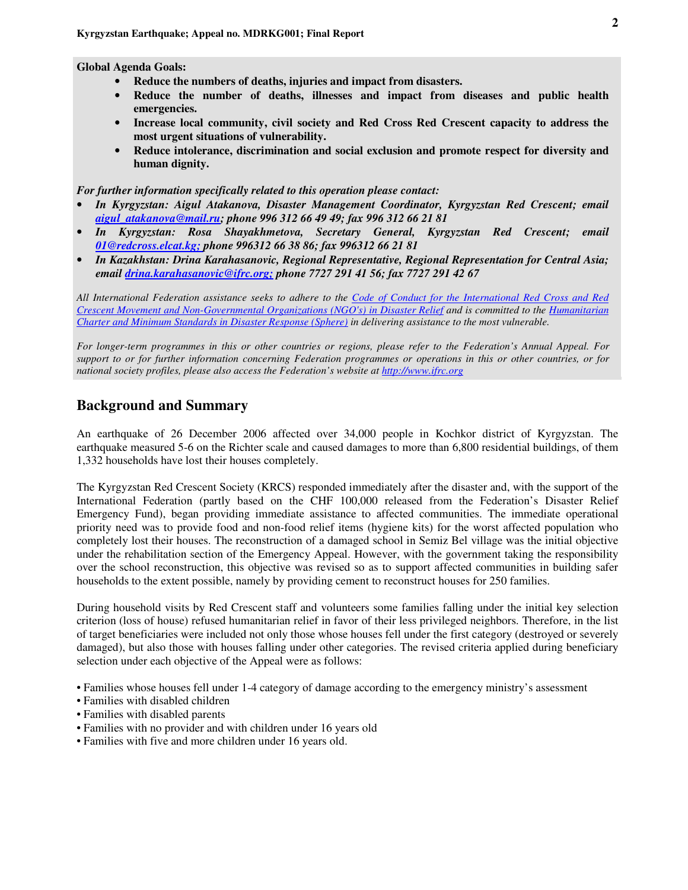**Global Agenda Goals:**

- **Reduce the numbers of deaths, injuries and impact from disasters.**
- **Reduce the number of deaths, illnesses and impact from diseases and public health emergencies.**
- **Increase local community, civil society and Red Cross Red Crescent capacity to address the most urgent situations of vulnerability.**
- **Reduce intolerance, discrimination and social exclusion and promote respect for diversity and human dignity.**

***For further information specifically related to this operation please contact:***

- ***In Kyrgyzstan: Aigul Atakanova, Disaster Management Coordinator, Kyrgyzstan Red Crescent; email aigul_atakanova@mail.ru; phone 996 312 66 49 49; fax 996 312 66 21 81***
- ***In Kyrgyzstan: Rosa Shayakhmetova, Secretary General, Kyrgyzstan Red Crescent; email 01@redcross.elcat.kg; phone 996312 66 38 86; fax 996312 66 21 81***
- ***In Kazakhstan: Drina Karahasanovic, Regional Representative, Regional Representation for Central Asia; email drina.karahasanovic@ifrc.org; phone 7727 291 41 56; fax 7727 291 42 67***

*All International Federation assistance seeks to adhere to the Code of Conduct for the International Red Cross and Red Crescent Movement and Non-Governmental Organizations (NGO's) in Disaster Relief and is committed to the Humanitarian Charter and Minimum Standards in Disaster Response (Sphere) in delivering assistance to the most vulnerable.*

*For longer-term programmes in this or other countries or regions, please refer to the Federation's Annual Appeal. For support to or for further information concerning Federation programmes or operations in this or other countries, or for national society profiles, please also access the Federation's website at http://www.ifrc.org*

## Background and Summary

An earthquake of 26 December 2006 affected over 34,000 people in Kochkor district of Kyrgyzstan. The earthquake measured 5-6 on the Richter scale and caused damages to more than 6,800 residential buildings, of them 1,332 households have lost their houses completely.

The Kyrgyzstan Red Crescent Society (KRCS) responded immediately after the disaster and, with the support of the International Federation (partly based on the CHF 100,000 released from the Federation's Disaster Relief Emergency Fund), began providing immediate assistance to affected communities. The immediate operational priority need was to provide food and non-food relief items (hygiene kits) for the worst affected population who completely lost their houses. The reconstruction of a damaged school in Semiz Bel village was the initial objective under the rehabilitation section of the Emergency Appeal. However, with the government taking the responsibility over the school reconstruction, this objective was revised so as to support affected communities in building safer households to the extent possible, namely by providing cement to reconstruct houses for 250 families.

During household visits by Red Crescent staff and volunteers some families falling under the initial key selection criterion (loss of house) refused humanitarian relief in favor of their less privileged neighbors. Therefore, in the list of target beneficiaries were included not only those whose houses fell under the first category (destroyed or severely damaged), but also those with houses falling under other categories. The revised criteria applied during beneficiary selection under each objective of the Appeal were as follows:

- Families whose houses fell under 1-4 category of damage according to the emergency ministry's assessment
- Families with disabled children
- Families with disabled parents
- Families with no provider and with children under 16 years old
- Families with five and more children under 16 years old.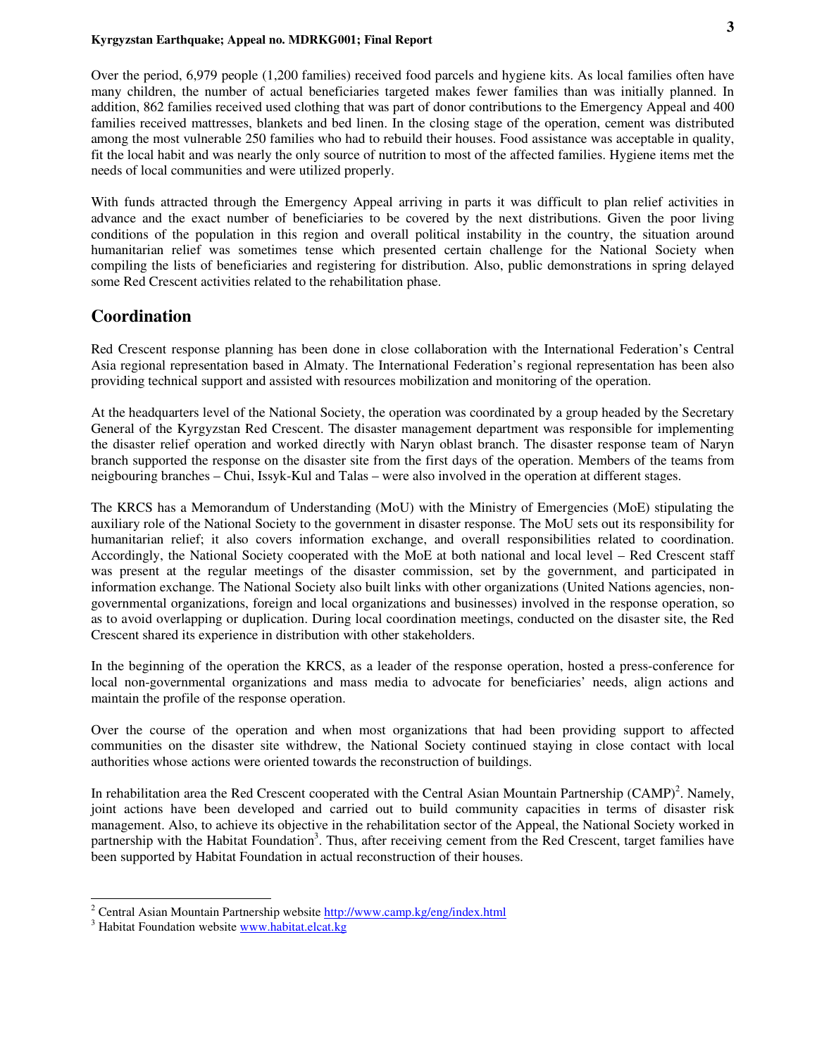Over the period, 6,979 people (1,200 families) received food parcels and hygiene kits. As local families often have many children, the number of actual beneficiaries targeted makes fewer families than was initially planned. In addition, 862 families received used clothing that was part of donor contributions to the Emergency Appeal and 400 families received mattresses, blankets and bed linen. In the closing stage of the operation, cement was distributed among the most vulnerable 250 families who had to rebuild their houses. Food assistance was acceptable in quality, fit the local habit and was nearly the only source of nutrition to most of the affected families. Hygiene items met the needs of local communities and were utilized properly.

With funds attracted through the Emergency Appeal arriving in parts it was difficult to plan relief activities in advance and the exact number of beneficiaries to be covered by the next distributions. Given the poor living conditions of the population in this region and overall political instability in the country, the situation around humanitarian relief was sometimes tense which presented certain challenge for the National Society when compiling the lists of beneficiaries and registering for distribution. Also, public demonstrations in spring delayed some Red Crescent activities related to the rehabilitation phase.

## Coordination

Red Crescent response planning has been done in close collaboration with the International Federation's Central Asia regional representation based in Almaty. The International Federation's regional representation has been also providing technical support and assisted with resources mobilization and monitoring of the operation.

At the headquarters level of the National Society, the operation was coordinated by a group headed by the Secretary General of the Kyrgyzstan Red Crescent. The disaster management department was responsible for implementing the disaster relief operation and worked directly with Naryn oblast branch. The disaster response team of Naryn branch supported the response on the disaster site from the first days of the operation. Members of the teams from neigbouring branches – Chui, Issyk-Kul and Talas – were also involved in the operation at different stages.

The KRCS has a Memorandum of Understanding (MoU) with the Ministry of Emergencies (MoE) stipulating the auxiliary role of the National Society to the government in disaster response. The MoU sets out its responsibility for humanitarian relief; it also covers information exchange, and overall responsibilities related to coordination. Accordingly, the National Society cooperated with the MoE at both national and local level – Red Crescent staff was present at the regular meetings of the disaster commission, set by the government, and participated in information exchange. The National Society also built links with other organizations (United Nations agencies, non-governmental organizations, foreign and local organizations and businesses) involved in the response operation, so as to avoid overlapping or duplication. During local coordination meetings, conducted on the disaster site, the Red Crescent shared its experience in distribution with other stakeholders.

In the beginning of the operation the KRCS, as a leader of the response operation, hosted a press-conference for local non-governmental organizations and mass media to advocate for beneficiaries' needs, align actions and maintain the profile of the response operation.

Over the course of the operation and when most organizations that had been providing support to affected communities on the disaster site withdrew, the National Society continued staying in close contact with local authorities whose actions were oriented towards the reconstruction of buildings.

In rehabilitation area the Red Crescent cooperated with the Central Asian Mountain Partnership (CAMP)[2]. Namely, joint actions have been developed and carried out to build community capacities in terms of disaster risk management. Also, to achieve its objective in the rehabilitation sector of the Appeal, the National Society worked in partnership with the Habitat Foundation[3]. Thus, after receiving cement from the Red Crescent, target families have been supported by Habitat Foundation in actual reconstruction of their houses.

---

[2] Central Asian Mountain Partnership website http://www.camp.kg/eng/index.html

[3] Habitat Foundation website www.habitat.elcat.kg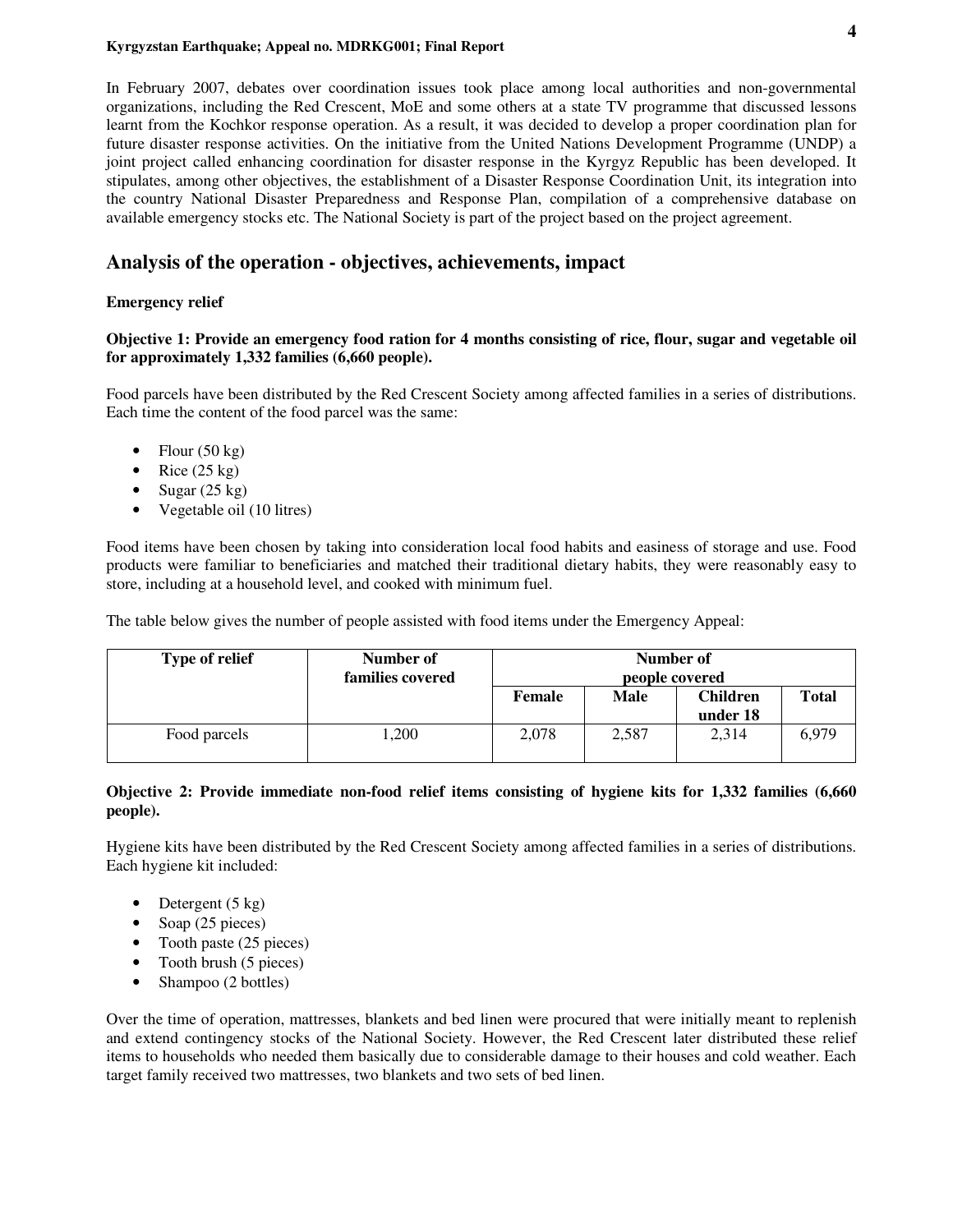In February 2007, debates over coordination issues took place among local authorities and non-governmental organizations, including the Red Crescent, MoE and some others at a state TV programme that discussed lessons learnt from the Kochkor response operation. As a result, it was decided to develop a proper coordination plan for future disaster response activities. On the initiative from the United Nations Development Programme (UNDP) a joint project called enhancing coordination for disaster response in the Kyrgyz Republic has been developed. It stipulates, among other objectives, the establishment of a Disaster Response Coordination Unit, its integration into the country National Disaster Preparedness and Response Plan, compilation of a comprehensive database on available emergency stocks etc. The National Society is part of the project based on the project agreement.

## Analysis of the operation - objectives, achievements, impact

### Emergency relief

**Objective 1: Provide an emergency food ration for 4 months consisting of rice, flour, sugar and vegetable oil for approximately 1,332 families (6,660 people).**

Food parcels have been distributed by the Red Crescent Society among affected families in a series of distributions. Each time the content of the food parcel was the same:

- Flour (50 kg)
- Rice (25 kg)
- Sugar (25 kg)
- Vegetable oil (10 litres)

Food items have been chosen by taking into consideration local food habits and easiness of storage and use. Food products were familiar to beneficiaries and matched their traditional dietary habits, they were reasonably easy to store, including at a household level, and cooked with minimum fuel.

The table below gives the number of people assisted with food items under the Emergency Appeal:

| Type of relief | Number of families covered | Number of people covered | | | |
|---|---|---|---|---|---|
| | | Female | Male | Children under 18 | Total |
| Food parcels | 1,200 | 2,078 | 2,587 | 2,314 | 6,979 |

**Objective 2: Provide immediate non-food relief items consisting of hygiene kits for 1,332 families (6,660 people).**

Hygiene kits have been distributed by the Red Crescent Society among affected families in a series of distributions. Each hygiene kit included:

- Detergent (5 kg)
- Soap (25 pieces)
- Tooth paste (25 pieces)
- Tooth brush (5 pieces)
- Shampoo (2 bottles)

Over the time of operation, mattresses, blankets and bed linen were procured that were initially meant to replenish and extend contingency stocks of the National Society. However, the Red Crescent later distributed these relief items to households who needed them basically due to considerable damage to their houses and cold weather. Each target family received two mattresses, two blankets and two sets of bed linen.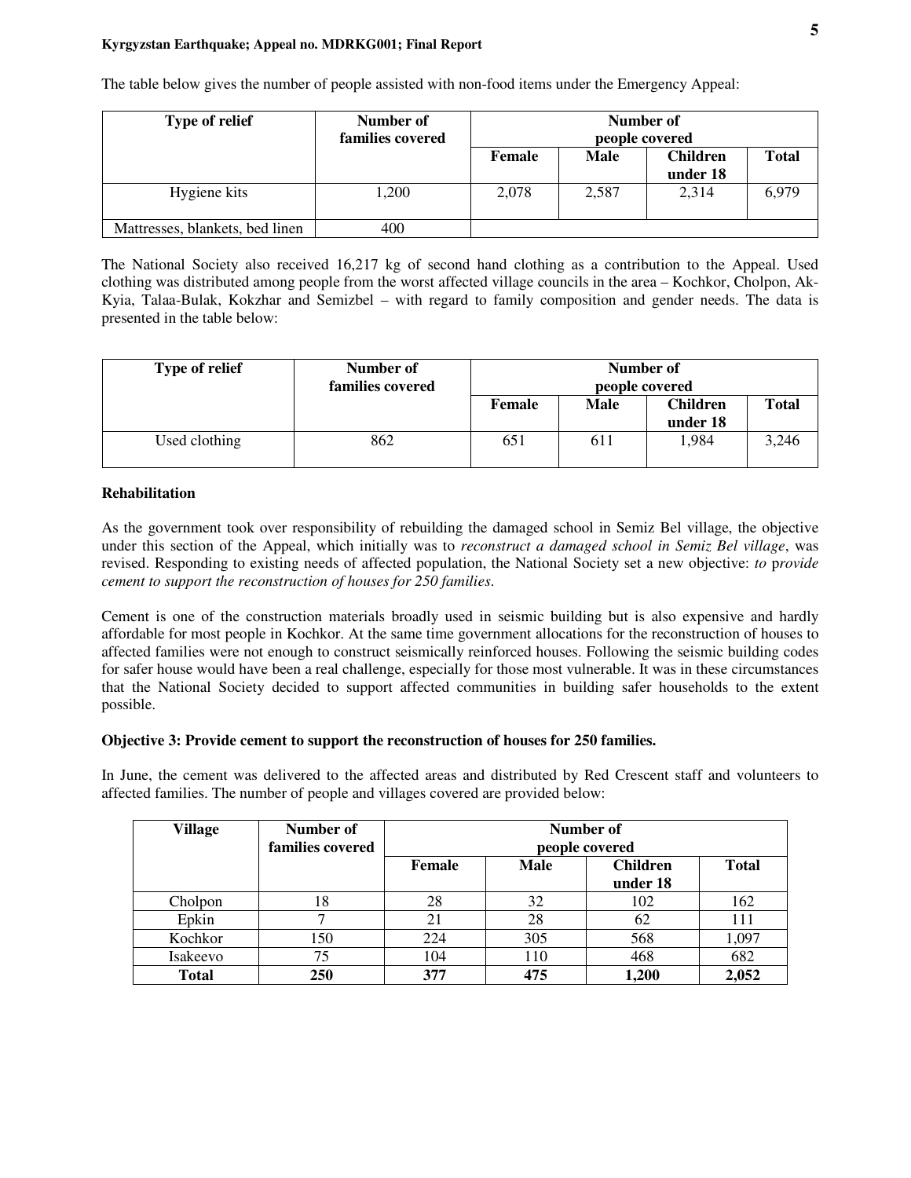The table below gives the number of people assisted with non-food items under the Emergency Appeal:

| Type of relief | Number of families covered | Number of people covered | | | |
|---|---|---|---|---|---|
| | | Female | Male | Children under 18 | Total |
| Hygiene kits | 1,200 | 2,078 | 2,587 | 2,314 | 6,979 |
| Mattresses, blankets, bed linen | 400 | | | | |

The National Society also received 16,217 kg of second hand clothing as a contribution to the Appeal. Used clothing was distributed among people from the worst affected village councils in the area – Kochkor, Cholpon, Ak-Kyia, Talaa-Bulak, Kokzhar and Semizbel – with regard to family composition and gender needs. The data is presented in the table below:

| Type of relief | Number of families covered | Number of people covered | | | |
|---|---|---|---|---|---|
| | | Female | Male | Children under 18 | Total |
| Used clothing | 862 | 651 | 611 | 1,984 | 3,246 |

**Rehabilitation**

As the government took over responsibility of rebuilding the damaged school in Semiz Bel village, the objective under this section of the Appeal, which initially was to *reconstruct a damaged school in Semiz Bel village*, was revised. Responding to existing needs of affected population, the National Society set a new objective: *to provide cement to support the reconstruction of houses for 250 families*.

Cement is one of the construction materials broadly used in seismic building but is also expensive and hardly affordable for most people in Kochkor. At the same time government allocations for the reconstruction of houses to affected families were not enough to construct seismically reinforced houses. Following the seismic building codes for safer house would have been a real challenge, especially for those most vulnerable. It was in these circumstances that the National Society decided to support affected communities in building safer households to the extent possible.

**Objective 3: Provide cement to support the reconstruction of houses for 250 families.**

In June, the cement was delivered to the affected areas and distributed by Red Crescent staff and volunteers to affected families. The number of people and villages covered are provided below:

| Village | Number of families covered | Number of people covered | | | |
|---|---|---|---|---|---|
| | | Female | Male | Children under 18 | Total |
| Cholpon | 18 | 28 | 32 | 102 | 162 |
| Epkin | 7 | 21 | 28 | 62 | 111 |
| Kochkor | 150 | 224 | 305 | 568 | 1,097 |
| Isakeevo | 75 | 104 | 110 | 468 | 682 |
| **Total** | **250** | **377** | **475** | **1,200** | **2,052** |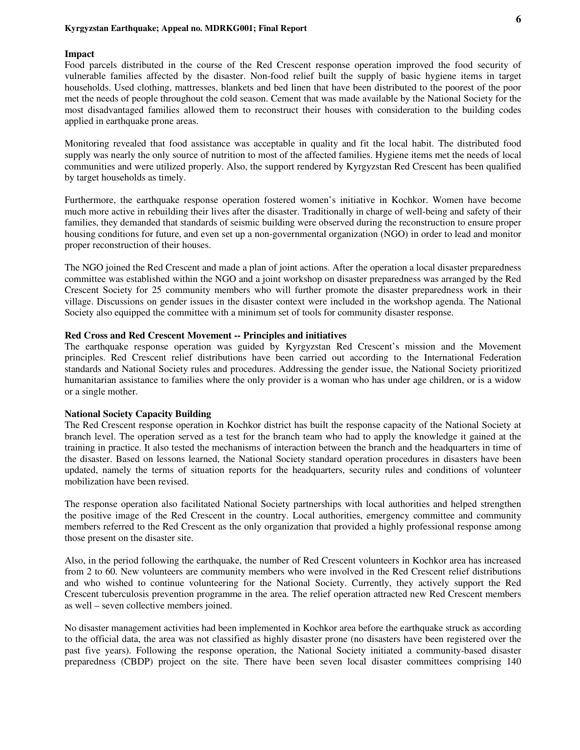**Impact**

Food parcels distributed in the course of the Red Crescent response operation improved the food security of vulnerable families affected by the disaster. Non-food relief built the supply of basic hygiene items in target households. Used clothing, mattresses, blankets and bed linen that have been distributed to the poorest of the poor met the needs of people throughout the cold season. Cement that was made available by the National Society for the most disadvantaged families allowed them to reconstruct their houses with consideration to the building codes applied in earthquake prone areas.

Monitoring revealed that food assistance was acceptable in quality and fit the local habit. The distributed food supply was nearly the only source of nutrition to most of the affected families. Hygiene items met the needs of local communities and were utilized properly. Also, the support rendered by Kyrgyzstan Red Crescent has been qualified by target households as timely.

Furthermore, the earthquake response operation fostered women's initiative in Kochkor. Women have become much more active in rebuilding their lives after the disaster. Traditionally in charge of well-being and safety of their families, they demanded that standards of seismic building were observed during the reconstruction to ensure proper housing conditions for future, and even set up a non-governmental organization (NGO) in order to lead and monitor proper reconstruction of their houses.

The NGO joined the Red Crescent and made a plan of joint actions. After the operation a local disaster preparedness committee was established within the NGO and a joint workshop on disaster preparedness was arranged by the Red Crescent Society for 25 community members who will further promote the disaster preparedness work in their village. Discussions on gender issues in the disaster context were included in the workshop agenda. The National Society also equipped the committee with a minimum set of tools for community disaster response.

**Red Cross and Red Crescent Movement -- Principles and initiatives**

The earthquake response operation was guided by Kyrgyzstan Red Crescent's mission and the Movement principles. Red Crescent relief distributions have been carried out according to the International Federation standards and National Society rules and procedures. Addressing the gender issue, the National Society prioritized humanitarian assistance to families where the only provider is a woman who has under age children, or is a widow or a single mother.

**National Society Capacity Building**

The Red Crescent response operation in Kochkor district has built the response capacity of the National Society at branch level. The operation served as a test for the branch team who had to apply the knowledge it gained at the training in practice. It also tested the mechanisms of interaction between the branch and the headquarters in time of the disaster. Based on lessons learned, the National Society standard operation procedures in disasters have been updated, namely the terms of situation reports for the headquarters, security rules and conditions of volunteer mobilization have been revised.

The response operation also facilitated National Society partnerships with local authorities and helped strengthen the positive image of the Red Crescent in the country. Local authorities, emergency committee and community members referred to the Red Crescent as the only organization that provided a highly professional response among those present on the disaster site.

Also, in the period following the earthquake, the number of Red Crescent volunteers in Kochkor area has increased from 2 to 60. New volunteers are community members who were involved in the Red Crescent relief distributions and who wished to continue volunteering for the National Society. Currently, they actively support the Red Crescent tuberculosis prevention programme in the area. The relief operation attracted new Red Crescent members as well – seven collective members joined.

No disaster management activities had been implemented in Kochkor area before the earthquake struck as according to the official data, the area was not classified as highly disaster prone (no disasters have been registered over the past five years). Following the response operation, the National Society initiated a community-based disaster preparedness (CBDP) project on the site. There have been seven local disaster committees comprising 140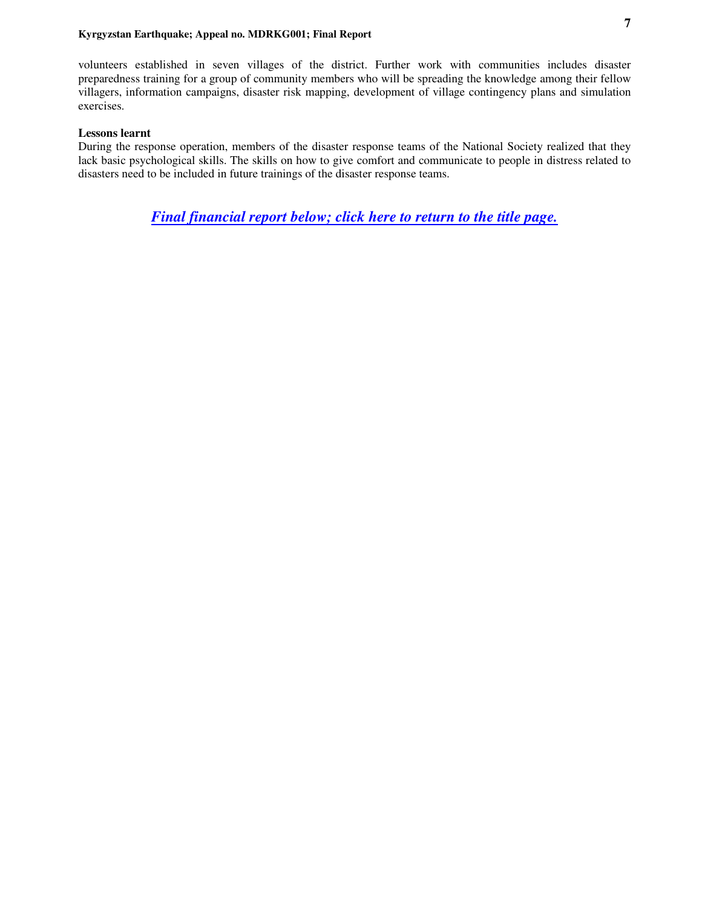volunteers established in seven villages of the district. Further work with communities includes disaster preparedness training for a group of community members who will be spreading the knowledge among their fellow villagers, information campaigns, disaster risk mapping, development of village contingency plans and simulation exercises.

**Lessons learnt**

During the response operation, members of the disaster response teams of the National Society realized that they lack basic psychological skills. The skills on how to give comfort and communicate to people in distress related to disasters need to be included in future trainings of the disaster response teams.

***Final financial report below; click here to return to the title page.***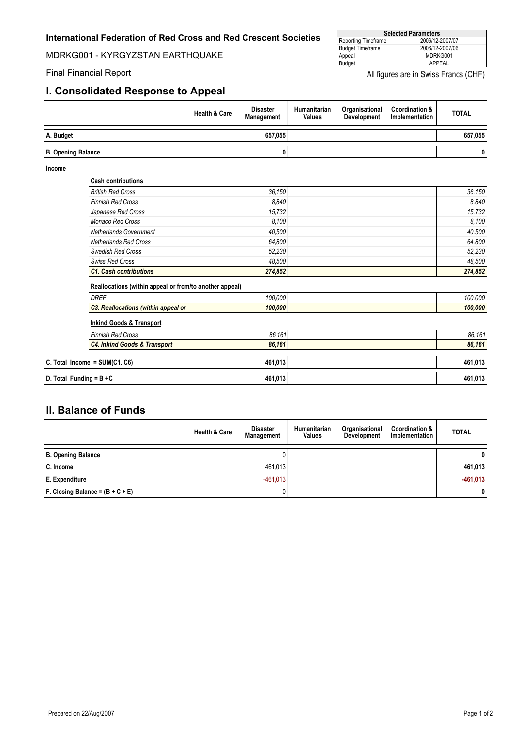**International Federation of Red Cross and Red Crescent Societies**

MDRKG001 - KYRGYZSTAN EARTHQUAKE

Final Financial Report

| Selected Parameters | |
|---|---|
| Reporting Timeframe | 2006/12-2007/07 |
| Budget Timeframe | 2006/12-2007/06 |
| Appeal | MDRKG001 |
| Budget | APPEAL |

All figures are in Swiss Francs (CHF)

## I. Consolidated Response to Appeal

| | Health & Care | Disaster Management | Humanitarian Values | Organisational Development | Coordination & Implementation | TOTAL |
|---|---|---|---|---|---|---|
| **A. Budget** | | **657,055** | | | | **657,055** |
| **B. Opening Balance** | | **0** | | | | **0** |
| **Income** | | | | | | |
| **Cash contributions** | | | | | | |
| *British Red Cross* | | *36,150* | | | | *36,150* |
| *Finnish Red Cross* | | *8,840* | | | | *8,840* |
| *Japanese Red Cross* | | *15,732* | | | | *15,732* |
| *Monaco Red Cross* | | *8,100* | | | | *8,100* |
| *Netherlands Government* | | *40,500* | | | | *40,500* |
| *Netherlands Red Cross* | | *64,800* | | | | *64,800* |
| *Swedish Red Cross* | | *52,230* | | | | *52,230* |
| *Swiss Red Cross* | | *48,500* | | | | *48,500* |
| ***C1. Cash contributions*** | | ***274,852*** | | | | ***274,852*** |
| **Reallocations (within appeal or from/to another appeal)** | | | | | | |
| *DREF* | | *100,000* | | | | *100,000* |
| ***C3. Reallocations (within appeal or*** | | ***100,000*** | | | | ***100,000*** |
| **Inkind Goods & Transport** | | | | | | |
| *Finnish Red Cross* | | *86,161* | | | | *86,161* |
| ***C4. Inkind Goods & Transport*** | | ***86,161*** | | | | ***86,161*** |
| **C. Total Income = SUM(C1..C6)** | | **461,013** | | | | **461,013** |
| **D. Total Funding = B +C** | | **461,013** | | | | **461,013** |

## II. Balance of Funds

| | Health & Care | Disaster Management | Humanitarian Values | Organisational Development | Coordination & Implementation | TOTAL |
|---|---|---|---|---|---|---|
| **B. Opening Balance** | | 0 | | | | **0** |
| **C. Income** | | 461,013 | | | | **461,013** |
| **E. Expenditure** | | -461,013 | | | | **-461,013** |
| **F. Closing Balance = (B + C + E)** | | 0 | | | | **0** |

Prepared on 22/Aug/2007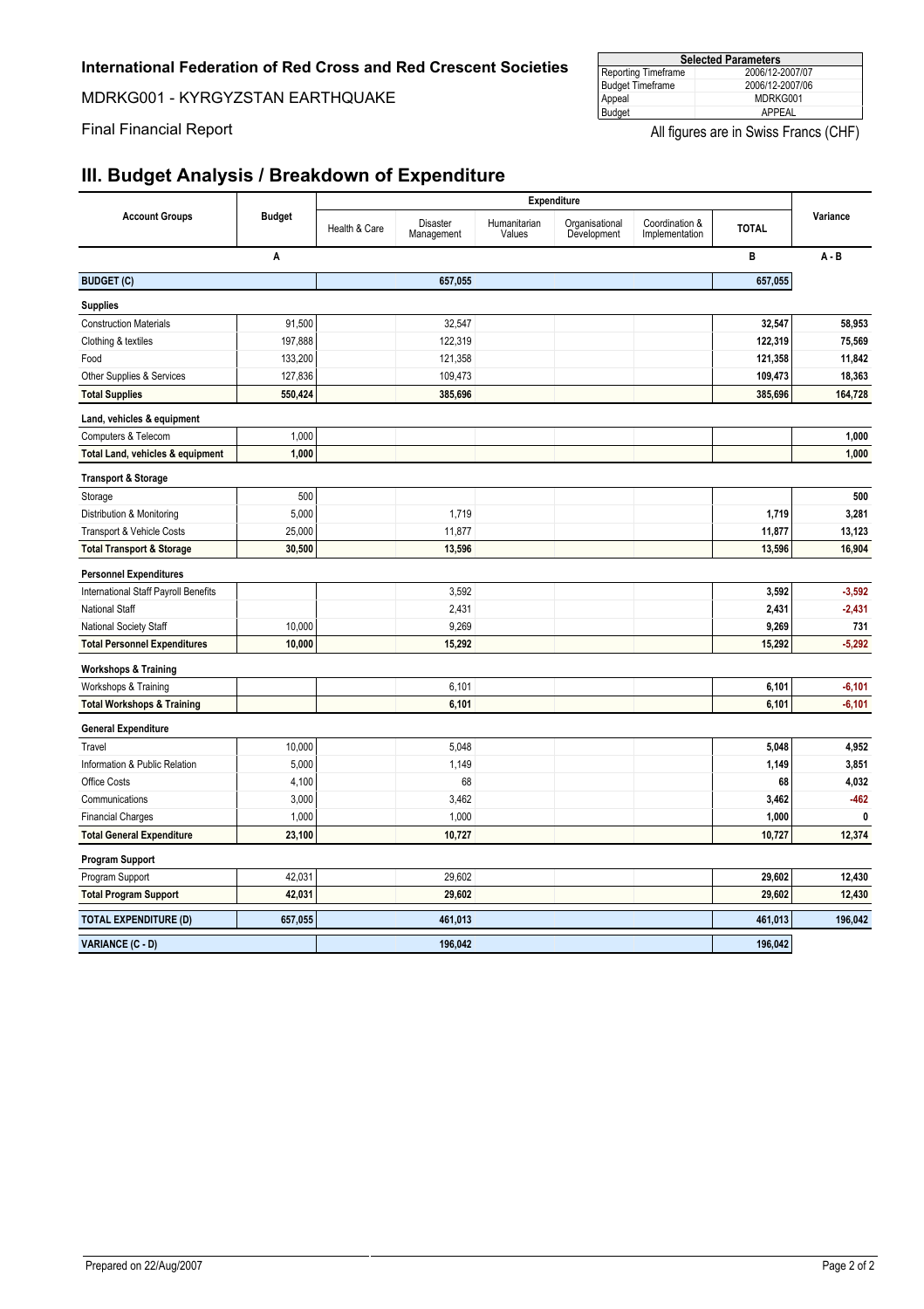**International Federation of Red Cross and Red Crescent Societies**

MDRKG001 - KYRGYZSTAN EARTHQUAKE

Final Financial Report

| Selected Parameters | |
|---|---|
| Reporting Timeframe | 2006/12-2007/07 |
| Budget Timeframe | 2006/12-2007/06 |
| Appeal | MDRKG001 |
| Budget | APPEAL |

All figures are in Swiss Francs (CHF)

## III. Budget Analysis / Breakdown of Expenditure

| Account Groups | Budget | Expenditure | | | | | | Variance |
|---|---|---|---|---|---|---|---|---|
| | | Health & Care | Disaster Management | Humanitarian Values | Organisational Development | Coordination & Implementation | TOTAL | |
| | A | | | | | | B | A - B |
| **BUDGET (C)** | | | 657,055 | | | | 657,055 | |
| **Supplies** | | | | | | | | |
| Construction Materials | 91,500 | | 32,547 | | | | 32,547 | 58,953 |
| Clothing & textiles | 197,888 | | 122,319 | | | | 122,319 | 75,569 |
| Food | 133,200 | | 121,358 | | | | 121,358 | 11,842 |
| Other Supplies & Services | 127,836 | | 109,473 | | | | 109,473 | 18,363 |
| **Total Supplies** | 550,424 | | 385,696 | | | | 385,696 | 164,728 |
| **Land, vehicles & equipment** | | | | | | | | |
| Computers & Telecom | 1,000 | | | | | | | 1,000 |
| **Total Land, vehicles & equipment** | 1,000 | | | | | | | 1,000 |
| **Transport & Storage** | | | | | | | | |
| Storage | 500 | | | | | | | 500 |
| Distribution & Monitoring | 5,000 | | 1,719 | | | | 1,719 | 3,281 |
| Transport & Vehicle Costs | 25,000 | | 11,877 | | | | 11,877 | 13,123 |
| **Total Transport & Storage** | 30,500 | | 13,596 | | | | 13,596 | 16,904 |
| **Personnel Expenditures** | | | | | | | | |
| International Staff Payroll Benefits | | | 3,592 | | | | 3,592 | -3,592 |
| National Staff | | | 2,431 | | | | 2,431 | -2,431 |
| National Society Staff | 10,000 | | 9,269 | | | | 9,269 | 731 |
| **Total Personnel Expenditures** | 10,000 | | 15,292 | | | | 15,292 | -5,292 |
| **Workshops & Training** | | | | | | | | |
| Workshops & Training | | | 6,101 | | | | 6,101 | -6,101 |
| **Total Workshops & Training** | | | 6,101 | | | | 6,101 | -6,101 |
| **General Expenditure** | | | | | | | | |
| Travel | 10,000 | | 5,048 | | | | 5,048 | 4,952 |
| Information & Public Relation | 5,000 | | 1,149 | | | | 1,149 | 3,851 |
| Office Costs | 4,100 | | 68 | | | | 68 | 4,032 |
| Communications | 3,000 | | 3,462 | | | | 3,462 | -462 |
| Financial Charges | 1,000 | | 1,000 | | | | 1,000 | 0 |
| **Total General Expenditure** | 23,100 | | 10,727 | | | | 10,727 | 12,374 |
| **Program Support** | | | | | | | | |
| Program Support | 42,031 | | 29,602 | | | | 29,602 | 12,430 |
| **Total Program Support** | 42,031 | | 29,602 | | | | 29,602 | 12,430 |
| **TOTAL EXPENDITURE (D)** | 657,055 | | 461,013 | | | | 461,013 | 196,042 |
| **VARIANCE (C - D)** | | | 196,042 | | | | 196,042 | |

Prepared on 22/Aug/2007